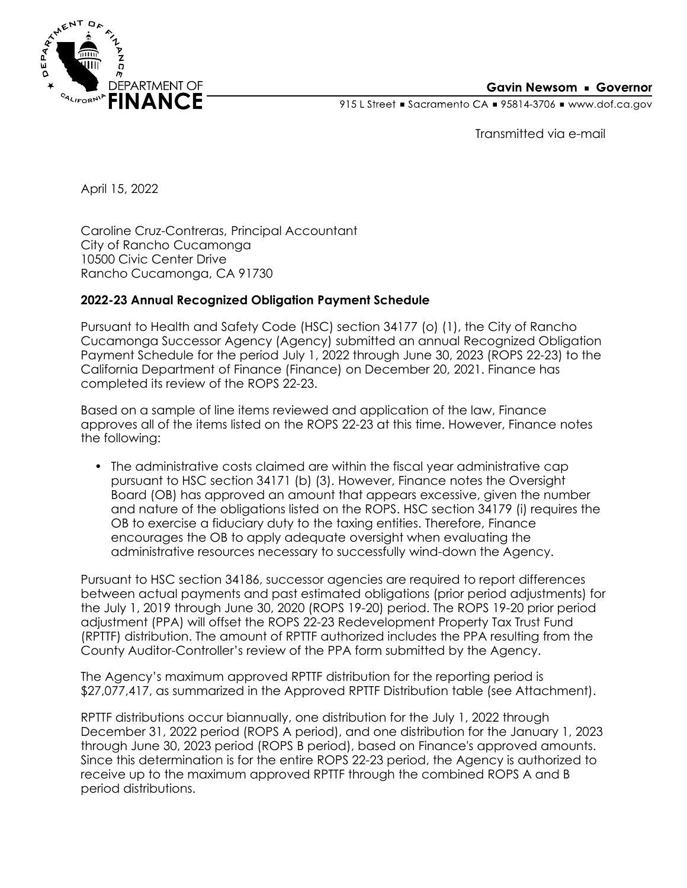DEPARTMENT OF FINANCE

**Gavin Newsom ▪ Governor**

915 L Street ▪ Sacramento CA ▪ 95814-3706 ▪ www.dof.ca.gov

Transmitted via e-mail

April 15, 2022

Caroline Cruz-Contreras, Principal Accountant
City of Rancho Cucamonga
10500 Civic Center Drive
Rancho Cucamonga, CA 91730

**2022-23 Annual Recognized Obligation Payment Schedule**

Pursuant to Health and Safety Code (HSC) section 34177 (o) (1), the City of Rancho Cucamonga Successor Agency (Agency) submitted an annual Recognized Obligation Payment Schedule for the period July 1, 2022 through June 30, 2023 (ROPS 22-23) to the California Department of Finance (Finance) on December 20, 2021. Finance has completed its review of the ROPS 22-23.

Based on a sample of line items reviewed and application of the law, Finance approves all of the items listed on the ROPS 22-23 at this time. However, Finance notes the following:

- The administrative costs claimed are within the fiscal year administrative cap pursuant to HSC section 34171 (b) (3). However, Finance notes the Oversight Board (OB) has approved an amount that appears excessive, given the number and nature of the obligations listed on the ROPS. HSC section 34179 (i) requires the OB to exercise a fiduciary duty to the taxing entities. Therefore, Finance encourages the OB to apply adequate oversight when evaluating the administrative resources necessary to successfully wind-down the Agency.

Pursuant to HSC section 34186, successor agencies are required to report differences between actual payments and past estimated obligations (prior period adjustments) for the July 1, 2019 through June 30, 2020 (ROPS 19-20) period. The ROPS 19-20 prior period adjustment (PPA) will offset the ROPS 22-23 Redevelopment Property Tax Trust Fund (RPTTF) distribution. The amount of RPTTF authorized includes the PPA resulting from the County Auditor-Controller's review of the PPA form submitted by the Agency.

The Agency's maximum approved RPTTF distribution for the reporting period is $27,077,417, as summarized in the Approved RPTTF Distribution table (see Attachment).

RPTTF distributions occur biannually, one distribution for the July 1, 2022 through December 31, 2022 period (ROPS A period), and one distribution for the January 1, 2023 through June 30, 2023 period (ROPS B period), based on Finance's approved amounts. Since this determination is for the entire ROPS 22-23 period, the Agency is authorized to receive up to the maximum approved RPTTF through the combined ROPS A and B period distributions.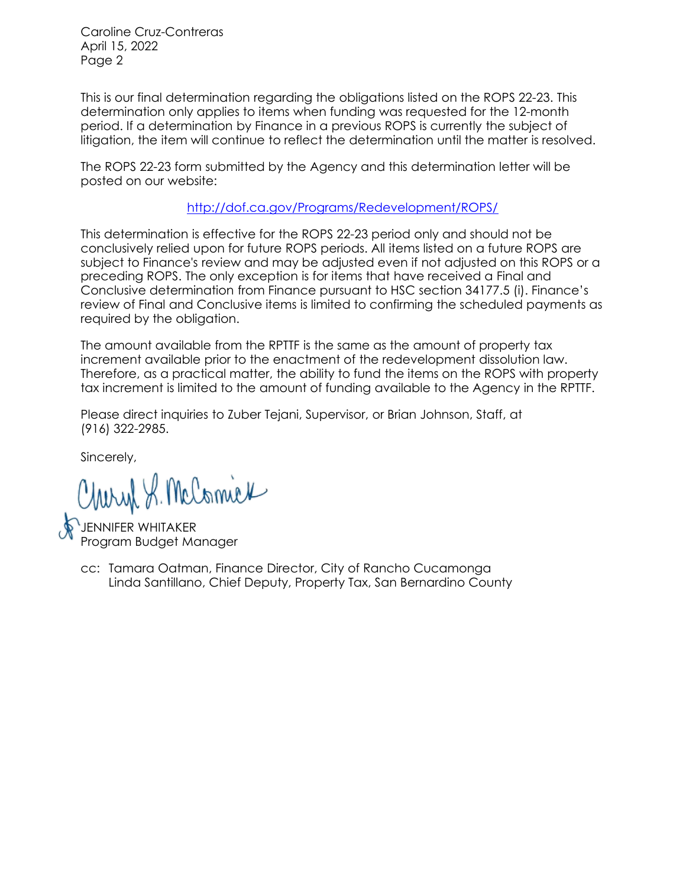Caroline Cruz-Contreras
April 15, 2022
Page 2

This is our final determination regarding the obligations listed on the ROPS 22-23. This determination only applies to items when funding was requested for the 12-month period. If a determination by Finance in a previous ROPS is currently the subject of litigation, the item will continue to reflect the determination until the matter is resolved.

The ROPS 22-23 form submitted by the Agency and this determination letter will be posted on our website:

http://dof.ca.gov/Programs/Redevelopment/ROPS/

This determination is effective for the ROPS 22-23 period only and should not be conclusively relied upon for future ROPS periods. All items listed on a future ROPS are subject to Finance's review and may be adjusted even if not adjusted on this ROPS or a preceding ROPS. The only exception is for items that have received a Final and Conclusive determination from Finance pursuant to HSC section 34177.5 (i). Finance's review of Final and Conclusive items is limited to confirming the scheduled payments as required by the obligation.

The amount available from the RPTTF is the same as the amount of property tax increment available prior to the enactment of the redevelopment dissolution law. Therefore, as a practical matter, the ability to fund the items on the ROPS with property tax increment is limited to the amount of funding available to the Agency in the RPTTF.

Please direct inquiries to Zuber Tejani, Supervisor, or Brian Johnson, Staff, at (916) 322-2985.

Sincerely,

Cheryl L. McCormick

JENNIFER WHITAKER
Program Budget Manager

cc: Tamara Oatman, Finance Director, City of Rancho Cucamonga
Linda Santillano, Chief Deputy, Property Tax, San Bernardino County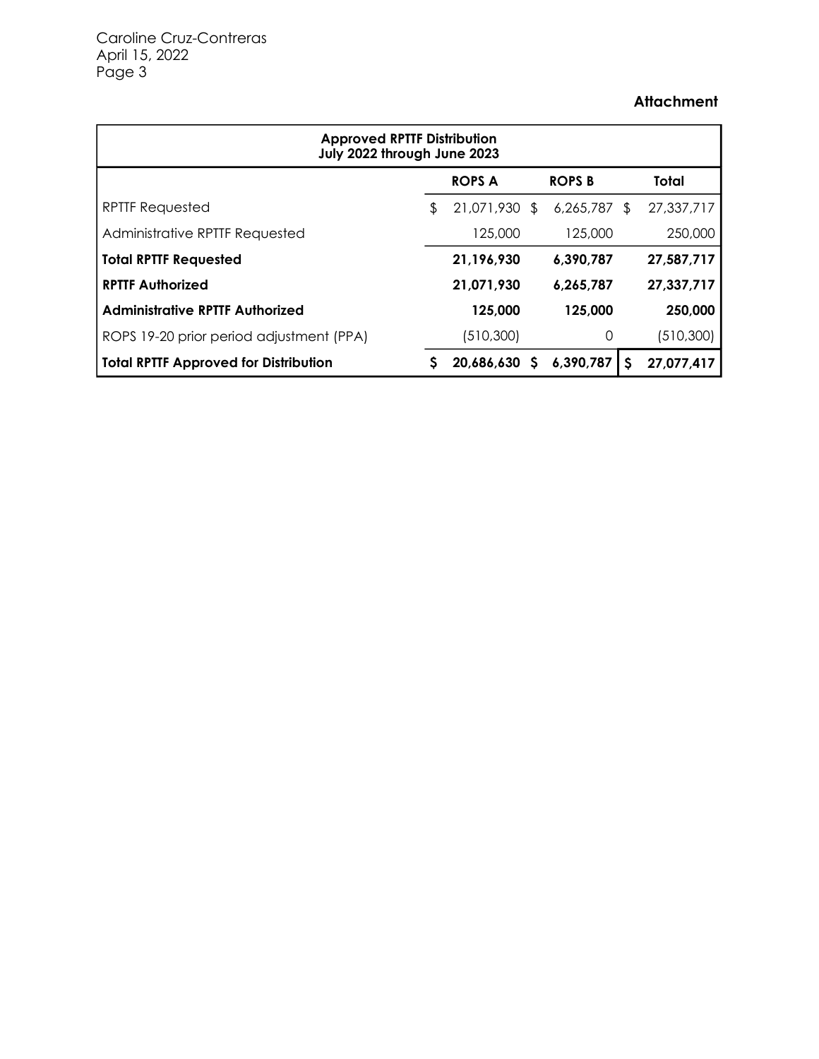**Attachment**

| Approved RPTTF Distribution July 2022 through June 2023 | | | |
|---|---|---|---|
| | **ROPS A** | **ROPS B** | **Total** |
| RPTTF Requested | $ 21,071,930 | $ 6,265,787 | $ 27,337,717 |
| Administrative RPTTF Requested | 125,000 | 125,000 | 250,000 |
| **Total RPTTF Requested** | **21,196,930** | **6,390,787** | **27,587,717** |
| **RPTTF Authorized** | **21,071,930** | **6,265,787** | **27,337,717** |
| **Administrative RPTTF Authorized** | **125,000** | **125,000** | **250,000** |
| ROPS 19-20 prior period adjustment (PPA) | (510,300) | 0 | (510,300) |
| **Total RPTTF Approved for Distribution** | **$ 20,686,630** | **$ 6,390,787** | **$ 27,077,417** |